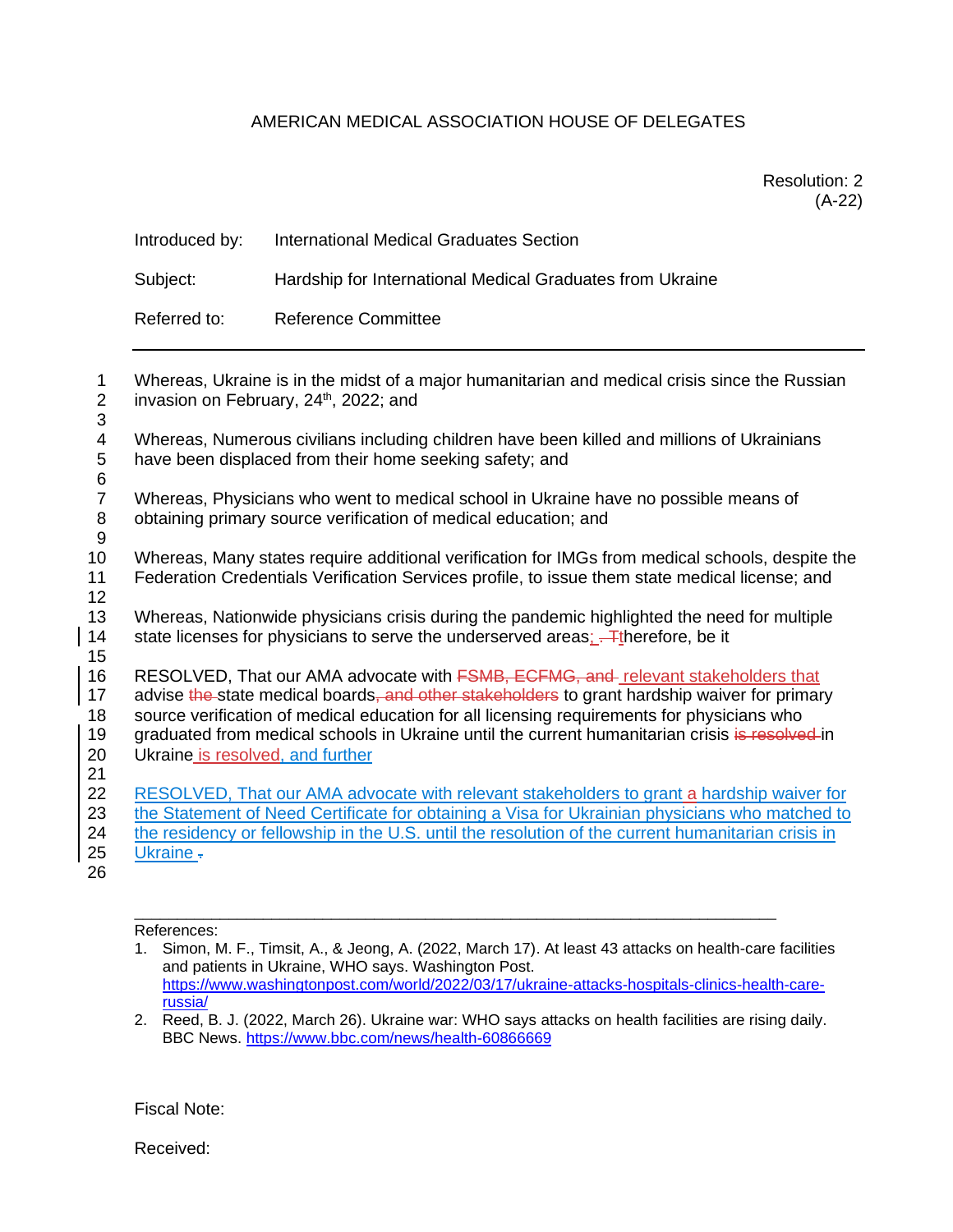AMERICAN MEDICAL ASSOCIATION HOUSE OF DELEGATES

Resolution: 2
(A-22)

Introduced by: International Medical Graduates Section

Subject: Hardship for International Medical Graduates from Ukraine

Referred to: Reference Committee

---

Whereas, Ukraine is in the midst of a major humanitarian and medical crisis since the Russian invasion on February, 24th, 2022; and

Whereas, Numerous civilians including children have been killed and millions of Ukrainians have been displaced from their home seeking safety; and

Whereas, Physicians who went to medical school in Ukraine have no possible means of obtaining primary source verification of medical education; and

Whereas, Many states require additional verification for IMGs from medical schools, despite the Federation Credentials Verification Services profile, to issue them state medical license; and

Whereas, Nationwide physicians crisis during the pandemic highlighted the need for multiple state licenses for physicians to serve the underserved areas;~~. T~~therefore, be it

RESOLVED, That our AMA advocate with ~~FSMB, ECFMG, and~~ relevant stakeholders that advise ~~the~~ state medical boards~~, and other stakeholders~~ to grant hardship waiver for primary source verification of medical education for all licensing requirements for physicians who graduated from medical schools in Ukraine until the current humanitarian crisis ~~is resolved~~ in Ukraine is resolved, and further

RESOLVED, That our AMA advocate with relevant stakeholders to grant a hardship waiver for the Statement of Need Certificate for obtaining a Visa for Ukrainian physicians who matched to the residency or fellowship in the U.S. until the resolution of the current humanitarian crisis in Ukraine ~~.~~

---

References:

1. Simon, M. F., Timsit, A., & Jeong, A. (2022, March 17). At least 43 attacks on health-care facilities and patients in Ukraine, WHO says. Washington Post. https://www.washingtonpost.com/world/2022/03/17/ukraine-attacks-hospitals-clinics-health-care-russia/
2. Reed, B. J. (2022, March 26). Ukraine war: WHO says attacks on health facilities are rising daily. BBC News. https://www.bbc.com/news/health-60866669

Fiscal Note:

Received: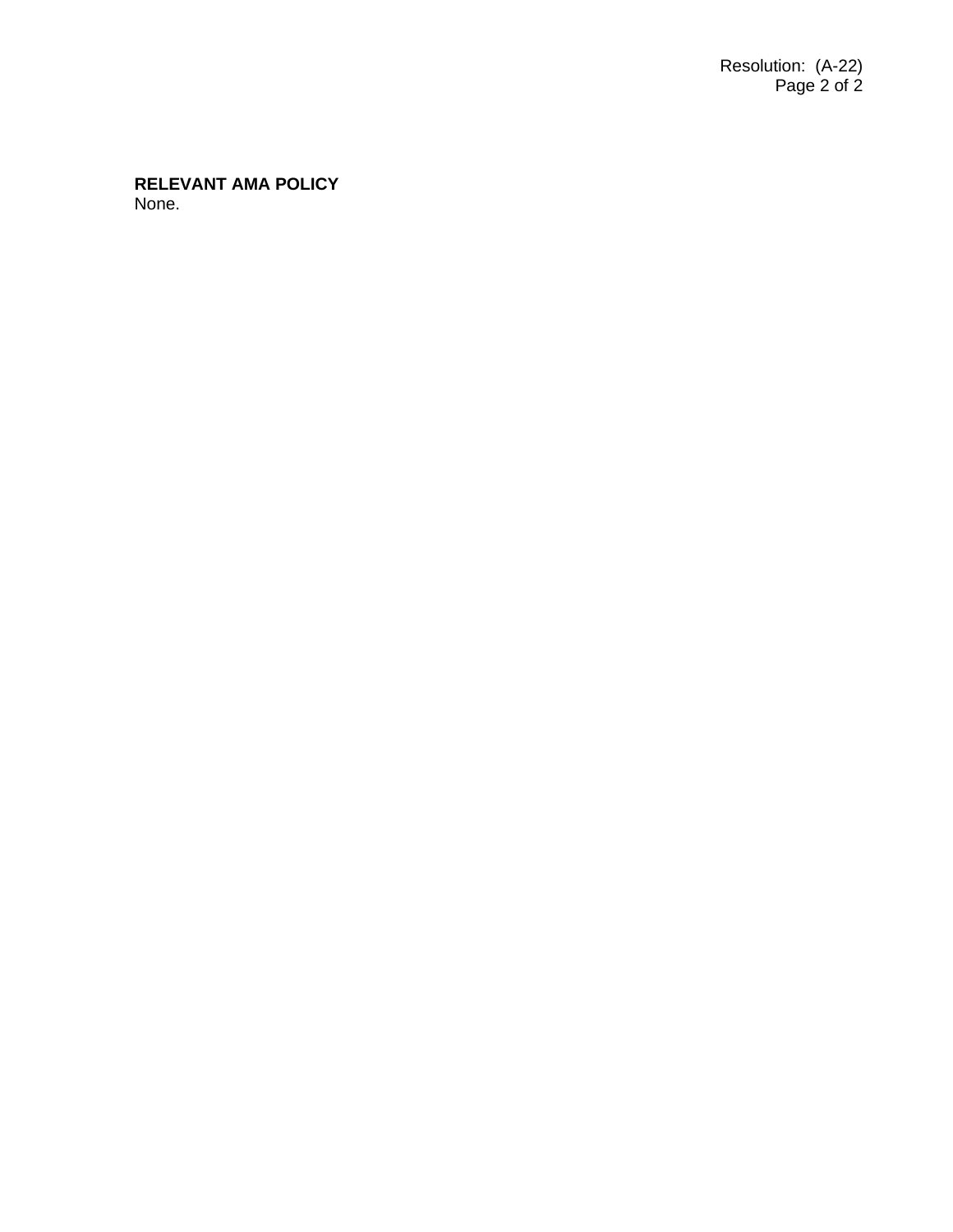**RELEVANT AMA POLICY**
None.